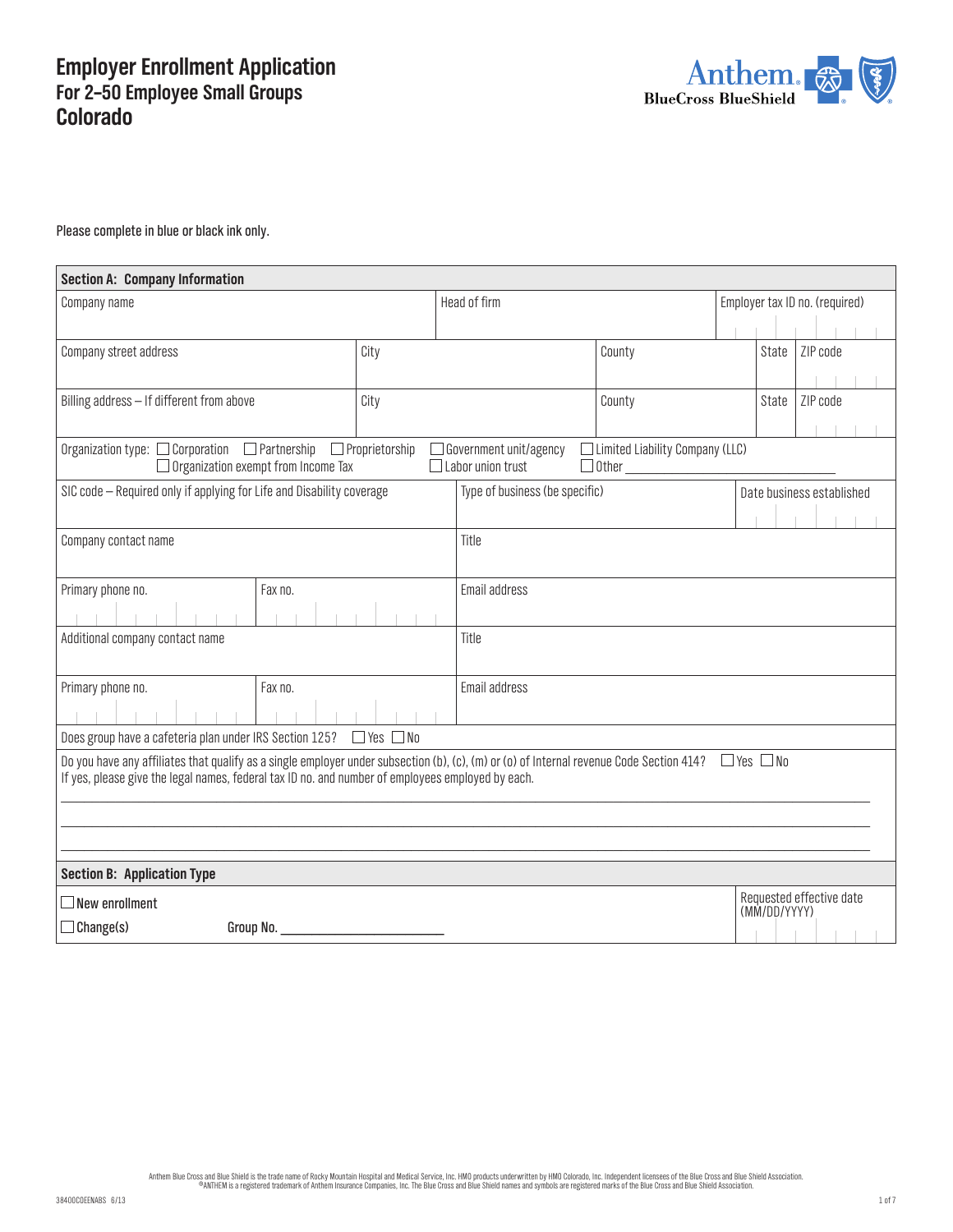# Employer Enrollment Application
## For 2–50 Employee Small Groups
## Colorado

Please complete in blue or black ink only.

### Section A: Company Information

| Company name | Head of firm | Employer tax ID no. (required) |
|---|---|---|
| | | |

| Company street address | City | County | State | ZIP code |
|---|---|---|---|---|
| | | | | |

| Billing address – If different from above | City | County | State | ZIP code |
|---|---|---|---|---|
| | | | | |

Organization type: ☐ Corporation ☐ Partnership ☐ Proprietorship ☐ Government unit/agency ☐ Limited Liability Company (LLC) ☐ Organization exempt from Income Tax ☐ Labor union trust ☐ Other ____________

| SIC code – Required only if applying for Life and Disability coverage | Type of business (be specific) | Date business established |
|---|---|---|
| | | |

| Company contact name | Title |
|---|---|
| | |

| Primary phone no. | Fax no. | Email address |
|---|---|---|
| | | |

| Additional company contact name | Title |
|---|---|
| | |

| Primary phone no. | Fax no. | Email address |
|---|---|---|
| | | |

Does group have a cafeteria plan under IRS Section 125? ☐ Yes ☐ No

Do you have any affiliates that qualify as a single employer under subsection (b), (c), (m) or (o) of Internal revenue Code Section 414? ☐ Yes ☐ No
If yes, please give the legal names, federal tax ID no. and number of employees employed by each.

_______________________________________________

_______________________________________________

_______________________________________________

### Section B: Application Type

☐ New enrollment

☐ Change(s) Group No. ____________________

Requested effective date (MM/DD/YYYY)

Anthem Blue Cross and Blue Shield is the trade name of Rocky Mountain Hospital and Medical Service, Inc. HMO products underwritten by HMO Colorado, Inc. Independent licensees of the Blue Cross and Blue Shield Association. ®ANTHEM is a registered trademark of Anthem Insurance Companies, Inc. The Blue Cross and Blue Shield names and symbols are registered marks of the Blue Cross and Blue Shield Association.

38400COEENABS 6/13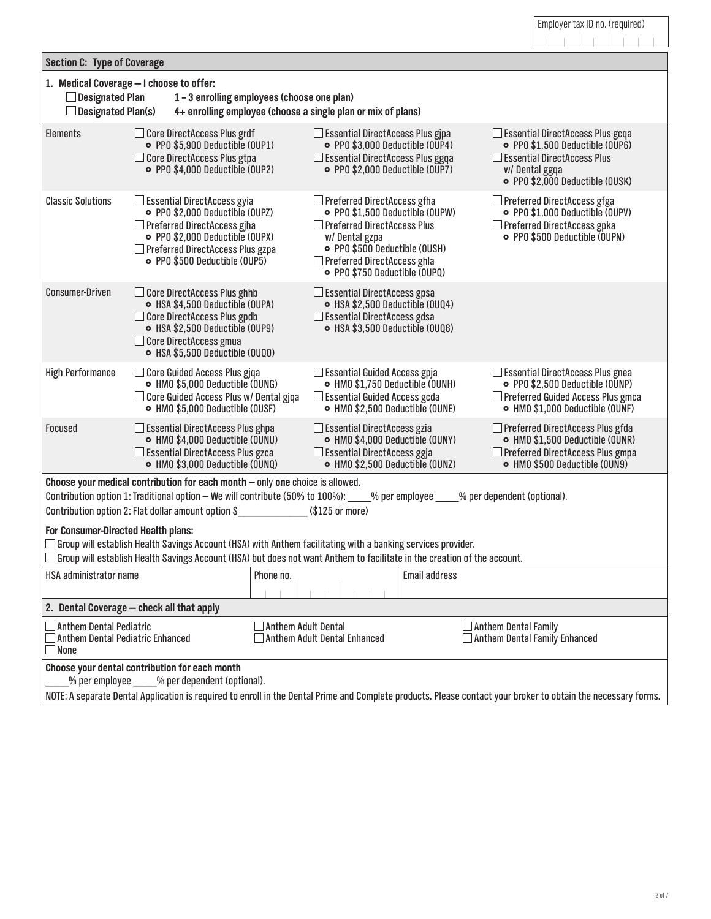Employer tax ID no. (required)

## Section C: Type of Coverage

**1. Medical Coverage — I choose to offer:**

☐ **Designated Plan** **1 – 3 enrolling employees (choose one plan)**
☐ **Designated Plan(s)** **4+ enrolling employee (choose a single plan or mix of plans)**

| | | | |
|---|---|---|---|
| Elements | ☐ Core DirectAccess Plus grdf<br>• PPO $5,900 Deductible (OUP1)<br>☐ Core DirectAccess Plus gtpa<br>• PPO $4,000 Deductible (OUP2) | ☐ Essential DirectAccess Plus gjpa<br>• PPO $3,000 Deductible (OUP4)<br>☐ Essential DirectAccess Plus ggqa<br>• PPO $2,000 Deductible (OUP7) | ☐ Essential DirectAccess Plus gcqa<br>• PPO $1,500 Deductible (OUP6)<br>☐ Essential DirectAccess Plus w/ Dental ggqa<br>• PPO $2,000 Deductible (OUSK) |
| Classic Solutions | ☐ Essential DirectAccess gyia<br>• PPO $2,000 Deductible (OUPZ)<br>☐ Preferred DirectAccess gjha<br>• PPO $2,000 Deductible (OUPX)<br>☐ Preferred DirectAccess Plus gzpa<br>• PPO $500 Deductible (OUP5) | ☐ Preferred DirectAccess gfha<br>• PPO $1,500 Deductible (OUPW)<br>☐ Preferred DirectAccess Plus w/ Dental gzpa<br>• PPO $500 Deductible (OUSH)<br>☐ Preferred DirectAccess ghla<br>• PPO $750 Deductible (OUPQ) | ☐ Preferred DirectAccess gfga<br>• PPO $1,000 Deductible (OUPV)<br>☐ Preferred DirectAccess gpka<br>• PPO $500 Deductible (OUPN) |
| Consumer-Driven | ☐ Core DirectAccess Plus ghhb<br>• HSA $4,500 Deductible (OUPA)<br>☐ Core DirectAccess Plus gpdb<br>• HSA $2,500 Deductible (OUP9)<br>☐ Core DirectAccess gmua<br>• HSA $5,500 Deductible (OUQ0) | ☐ Essential DirectAccess gpsa<br>• HSA $2,500 Deductible (OUQ4)<br>☐ Essential DirectAccess gdsa<br>• HSA $3,500 Deductible (OUQ6) | |
| High Performance | ☐ Core Guided Access Plus gjqa<br>• HMO $5,000 Deductible (OUNG)<br>☐ Core Guided Access Plus w/ Dental gjqa<br>• HMO $5,000 Deductible (OUSF) | ☐ Essential Guided Access gpja<br>• HMO $1,750 Deductible (OUNH)<br>☐ Essential Guided Access gcda<br>• HMO $2,500 Deductible (OUNE) | ☐ Essential DirectAccess Plus gnea<br>• PPO $2,500 Deductible (OUNP)<br>☐ Preferred Guided Access Plus gmca<br>• HMO $1,000 Deductible (OUNF) |
| Focused | ☐ Essential DirectAccess Plus ghpa<br>• HMO $4,000 Deductible (OUNU)<br>☐ Essential DirectAccess Plus gzca<br>• HMO $3,000 Deductible (OUNQ) | ☐ Essential DirectAccess gzia<br>• HMO $4,000 Deductible (OUNY)<br>☐ Essential DirectAccess ggja<br>• HMO $2,500 Deductible (OUNZ) | ☐ Preferred DirectAccess Plus gfda<br>• HMO $1,500 Deductible (OUNR)<br>☐ Preferred DirectAccess Plus gmpa<br>• HMO $500 Deductible (OUN9) |

**Choose your medical contribution for each month** — only **one** choice is allowed.

Contribution option 1: Traditional option — We will contribute (50% to 100%): _____% per employee _____% per dependent (optional).

Contribution option 2: Flat dollar amount option $_______________ ($125 or more)

**For Consumer-Directed Health plans:**

☐ Group will establish Health Savings Account (HSA) with Anthem facilitating with a banking services provider.

☐ Group will establish Health Savings Account (HSA) but does not want Anthem to facilitate in the creation of the account.

| HSA administrator name | Phone no. | Email address |
|---|---|---|
| | | |

**2. Dental Coverage — check all that apply**

| | | |
|---|---|---|
| ☐ Anthem Dental Pediatric<br>☐ Anthem Dental Pediatric Enhanced<br>☐ None | ☐ Anthem Adult Dental<br>☐ Anthem Adult Dental Enhanced | ☐ Anthem Dental Family<br>☐ Anthem Dental Family Enhanced |

**Choose your dental contribution for each month**

_____% per employee _____% per dependent (optional).

NOTE: A separate Dental Application is required to enroll in the Dental Prime and Complete products. Please contact your broker to obtain the necessary forms.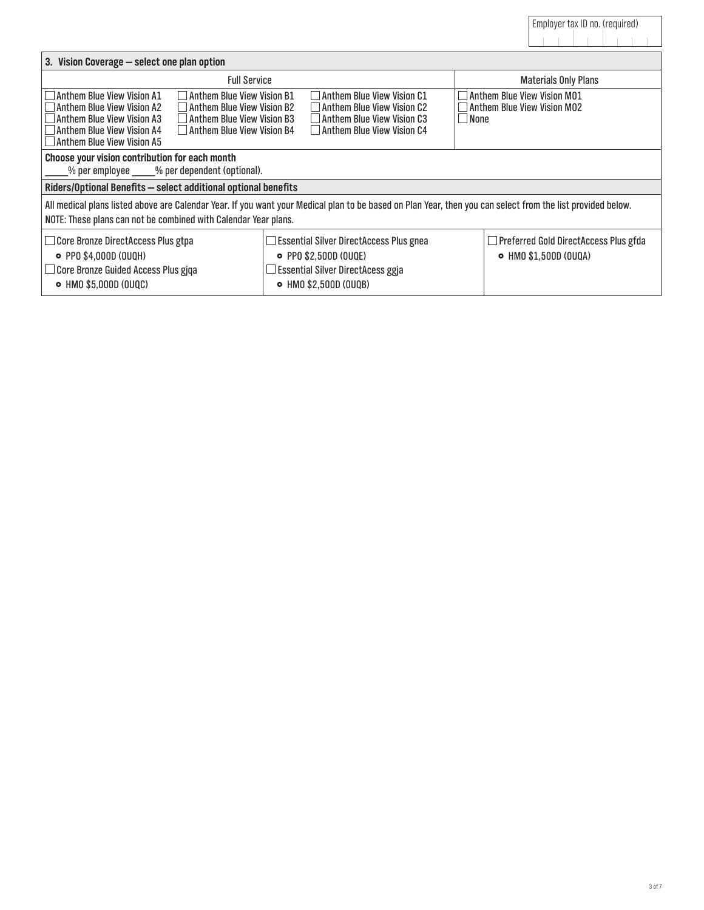Employer tax ID no. (required)

## 3. Vision Coverage — select one plan option

| Full Service | | | Materials Only Plans |
|---|---|---|---|
| ☐ Anthem Blue View Vision A1 | ☐ Anthem Blue View Vision B1 | ☐ Anthem Blue View Vision C1 | ☐ Anthem Blue View Vision M01 |
| ☐ Anthem Blue View Vision A2 | ☐ Anthem Blue View Vision B2 | ☐ Anthem Blue View Vision C2 | ☐ Anthem Blue View Vision M02 |
| ☐ Anthem Blue View Vision A3 | ☐ Anthem Blue View Vision B3 | ☐ Anthem Blue View Vision C3 | ☐ None |
| ☐ Anthem Blue View Vision A4 | ☐ Anthem Blue View Vision B4 | ☐ Anthem Blue View Vision C4 | |
| ☐ Anthem Blue View Vision A5 | | | |

**Choose your vision contribution for each month**

_____% per employee _____% per dependent (optional).

## Riders/Optional Benefits — select additional optional benefits

All medical plans listed above are Calendar Year. If you want your Medical plan to be based on Plan Year, then you can select from the list below.

NOTE: These plans can not be combined with Calendar Year plans.

| | | |
|---|---|---|
| ☐ Core Bronze DirectAccess Plus gtpa<br>• PPO $4,000D (OUQH) | ☐ Essential Silver DirectAccess Plus gnea<br>• PPO $2,500D (OUQE) | ☐ Preferred Gold DirectAccess Plus gfda<br>• HMO $1,500D (OUQA) |
| ☐ Core Bronze Guided Access Plus gjqa<br>• HMO $5,000D (OUQC) | ☐ Essential Silver DirectAcess ggja<br>• HMO $2,500D (OUQB) | |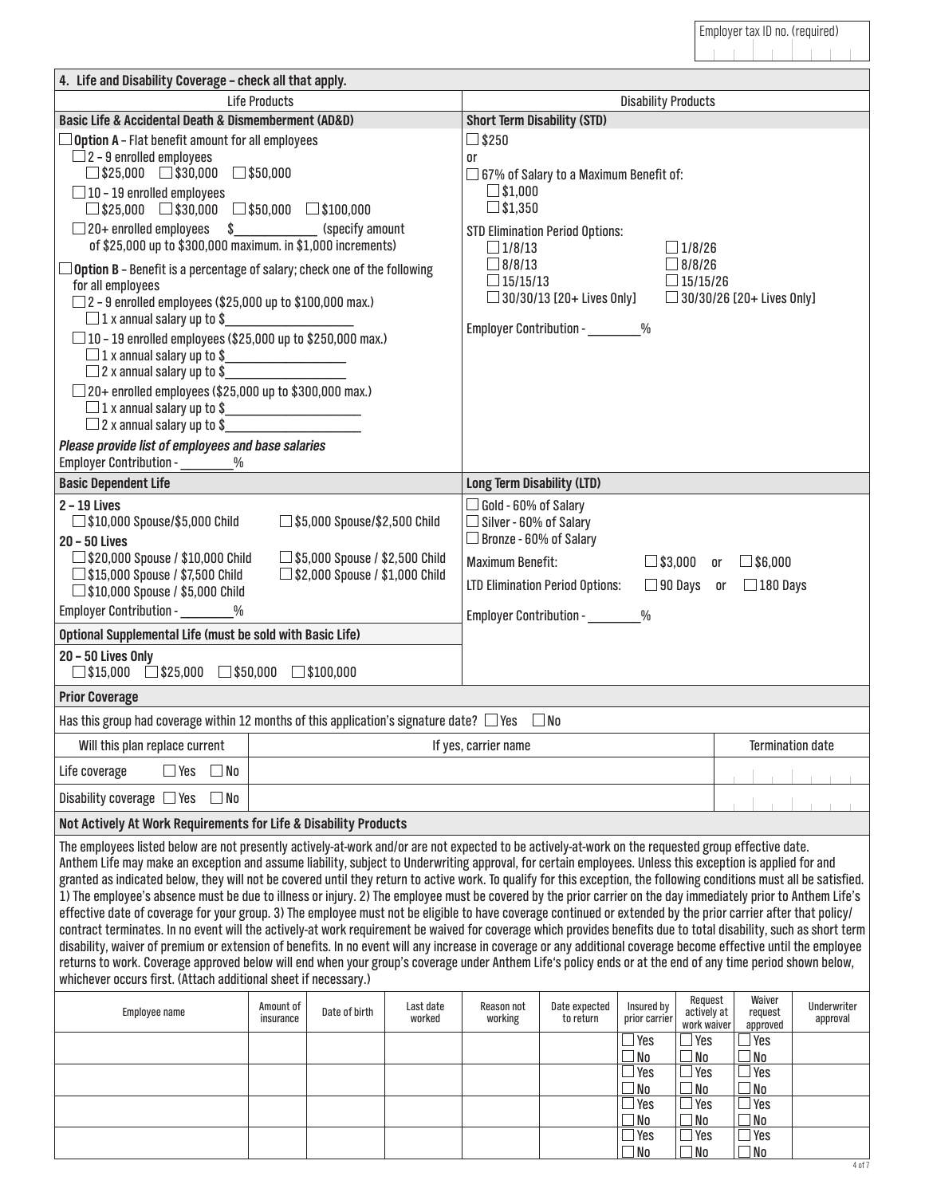Employer tax ID no. (required)

## 4. Life and Disability Coverage – check all that apply.

### Life Products

**Basic Life & Accidental Death & Dismemberment (AD&D)**

☐ **Option A** – Flat benefit amount for all employees
- ☐ 2 – 9 enrolled employees
  - ☐ $25,000 ☐ $30,000 ☐ $50,000
- ☐ 10 – 19 enrolled employees
  - ☐ $25,000 ☐ $30,000 ☐ $50,000 ☐ $100,000
- ☐ 20+ enrolled employees $____________ (specify amount of $25,000 up to $300,000 maximum. in $1,000 increments)

☐ **Option B** – Benefit is a percentage of salary; check one of the following for all employees
- ☐ 2 – 9 enrolled employees ($25,000 up to $100,000 max.)
  - ☐ 1 x annual salary up to $____________
- ☐ 10 – 19 enrolled employees ($25,000 up to $250,000 max.)
  - ☐ 1 x annual salary up to $____________
  - ☐ 2 x annual salary up to $____________
- ☐ 20+ enrolled employees ($25,000 up to $300,000 max.)
  - ☐ 1 x annual salary up to $____________
  - ☐ 2 x annual salary up to $____________

***Please provide list of employees and base salaries***

Employer Contribution - ________%

**Basic Dependent Life**

**2 – 19 Lives**
- ☐ $10,000 Spouse/$5,000 Child
- ☐ $5,000 Spouse/$2,500 Child

**20 – 50 Lives**
- ☐ $20,000 Spouse / $10,000 Child
- ☐ $5,000 Spouse / $2,500 Child
- ☐ $15,000 Spouse / $7,500 Child
- ☐ $2,000 Spouse / $1,000 Child
- ☐ $10,000 Spouse / $5,000 Child

Employer Contribution - ________%

**Optional Supplemental Life (must be sold with Basic Life)**

**20 – 50 Lives Only**
☐ $15,000 ☐ $25,000 ☐ $50,000 ☐ $100,000

### Disability Products

**Short Term Disability (STD)**

☐ $250

or

☐ 67% of Salary to a Maximum Benefit of:
- ☐ $1,000
- ☐ $1,350

STD Elimination Period Options:
- ☐ 1/8/13
- ☐ 1/8/26
- ☐ 8/8/13
- ☐ 8/8/26
- ☐ 15/15/13
- ☐ 15/15/26
- ☐ 30/30/13 [20+ Lives Only]
- ☐ 30/30/26 [20+ Lives Only]

Employer Contribution - ________%

**Long Term Disability (LTD)**

- ☐ Gold - 60% of Salary
- ☐ Silver - 60% of Salary
- ☐ Bronze - 60% of Salary

Maximum Benefit: ☐ $3,000 or ☐ $6,000

LTD Elimination Period Options: ☐ 90 Days or ☐ 180 Days

Employer Contribution - ________%

### Prior Coverage

Has this group had coverage within 12 months of this application's signature date? ☐ Yes ☐ No

| Will this plan replace current | If yes, carrier name | Termination date |
|---|---|---|
| Life coverage ☐ Yes ☐ No | | |
| Disability coverage ☐ Yes ☐ No | | |

### Not Actively At Work Requirements for Life & Disability Products

The employees listed below are not presently actively-at-work and/or are not expected to be actively-at-work on the requested group effective date. Anthem Life may make an exception and assume liability, subject to Underwriting approval, for certain employees. Unless this exception is applied for and granted as indicated below, they will not be covered until they return to active work. To qualify for this exception, the following conditions must all be satisfied. 1) The employee's absence must be due to illness or injury. 2) The employee must be covered by the prior carrier on the day immediately prior to Anthem Life's effective date of coverage for your group. 3) The employee must not be eligible to have coverage continued or extended by the prior carrier after that policy/contract terminates. In no event will the actively-at work requirement be waived for coverage which provides benefits due to total disability, such as short term disability, waiver of premium or extension of benefits. In no event will any increase in coverage or any additional coverage become effective until the employee returns to work. Coverage approved below will end when your group's coverage under Anthem Life's policy ends or at the end of any time period shown below, whichever occurs first. (Attach additional sheet if necessary.)

| Employee name | Amount of insurance | Date of birth | Last date worked | Reason not working | Date expected to return | Insured by prior carrier | Request actively at work waiver | Waiver request approved | Underwriter approval |
|---|---|---|---|---|---|---|---|---|---|
| | | | | | | ☐ Yes ☐ No | ☐ Yes ☐ No | ☐ Yes ☐ No | |
| | | | | | | ☐ Yes ☐ No | ☐ Yes ☐ No | ☐ Yes ☐ No | |
| | | | | | | ☐ Yes ☐ No | ☐ Yes ☐ No | ☐ Yes ☐ No | |
| | | | | | | ☐ Yes ☐ No | ☐ Yes ☐ No | ☐ Yes ☐ No | |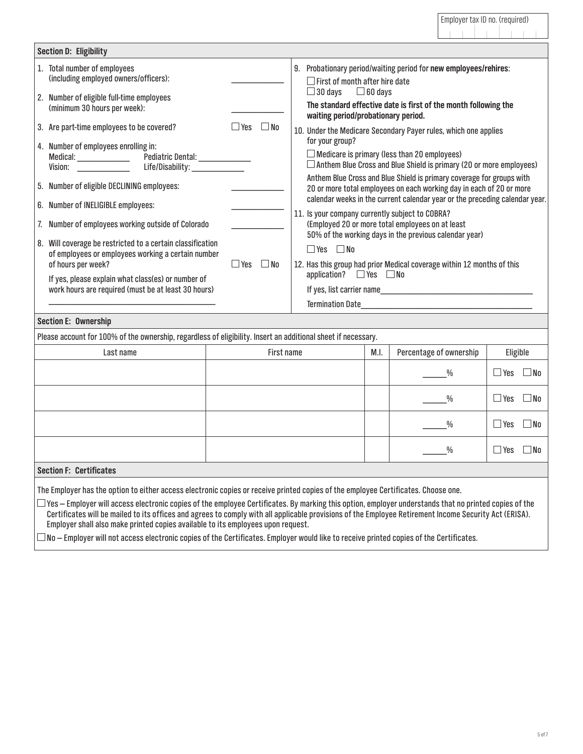Employer tax ID no. (required)

## Section D: Eligibility

1. Total number of employees (including employed owners/officers): ____________
2. Number of eligible full-time employees (minimum 30 hours per week): ____________
3. Are part-time employees to be covered? ☐ Yes ☐ No
4. Number of employees enrolling in:
   Medical: ____________ Pediatric Dental: ____________
   Vision: ____________ Life/Disability: ____________
5. Number of eligible DECLINING employees: ____________
6. Number of INELIGIBLE employees: ____________
7. Number of employees working outside of Colorado ____________
8. Will coverage be restricted to a certain classification of employees or employees working a certain number of hours per week? ☐ Yes ☐ No

   If yes, please explain what class(es) or number of work hours are required (must be at least 30 hours)

   ________________________________________

9. Probationary period/waiting period for **new employees/rehires**:
   ☐ First of month after hire date
   ☐ 30 days ☐ 60 days

   **The standard effective date is first of the month following the waiting period/probationary period.**

10. Under the Medicare Secondary Payer rules, which one applies for your group?
    ☐ Medicare is primary (less than 20 employees)
    ☐ Anthem Blue Cross and Blue Shield is primary (20 or more employees)

    Anthem Blue Cross and Blue Shield is primary coverage for groups with 20 or more total employees on each working day in each of 20 or more calendar weeks in the current calendar year or the preceding calendar year.

11. Is your company currently subject to COBRA? (Employed 20 or more total employees on at least 50% of the working days in the previous calendar year)
    ☐ Yes ☐ No
12. Has this group had prior Medical coverage within 12 months of this application? ☐ Yes ☐ No

    If yes, list carrier name________________________________

    Termination Date________________________________

## Section E: Ownership

Please account for 100% of the ownership, regardless of eligibility. Insert an additional sheet if necessary.

| Last name | First name | M.I. | Percentage of ownership | Eligible |
|---|---|---|---|---|
| | | | ______% | ☐ Yes ☐ No |
| | | | ______% | ☐ Yes ☐ No |
| | | | ______% | ☐ Yes ☐ No |
| | | | ______% | ☐ Yes ☐ No |

## Section F: Certificates

The Employer has the option to either access electronic copies or receive printed copies of the employee Certificates. Choose one.

☐ Yes – Employer will access electronic copies of the employee Certificates. By marking this option, employer understands that no printed copies of the Certificates will be mailed to its offices and agrees to comply with all applicable provisions of the Employee Retirement Income Security Act (ERISA). Employer shall also make printed copies available to its employees upon request.

☐ No – Employer will not access electronic copies of the Certificates. Employer would like to receive printed copies of the Certificates.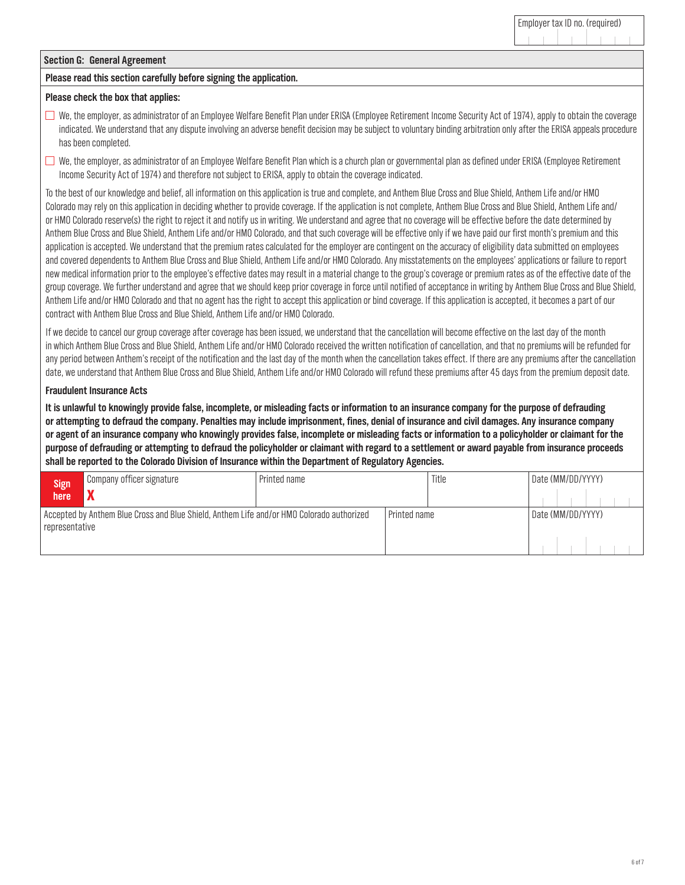| Employer tax ID no. (required) |
| --- |
| |

## Section G: General Agreement

**Please read this section carefully before signing the application.**

**Please check the box that applies:**

☐ We, the employer, as administrator of an Employee Welfare Benefit Plan under ERISA (Employee Retirement Income Security Act of 1974), apply to obtain the coverage indicated. We understand that any dispute involving an adverse benefit decision may be subject to voluntary binding arbitration only after the ERISA appeals procedure has been completed.

☐ We, the employer, as administrator of an Employee Welfare Benefit Plan which is a church plan or governmental plan as defined under ERISA (Employee Retirement Income Security Act of 1974) and therefore not subject to ERISA, apply to obtain the coverage indicated.

To the best of our knowledge and belief, all information on this application is true and complete, and Anthem Blue Cross and Blue Shield, Anthem Life and/or HMO Colorado may rely on this application in deciding whether to provide coverage. If the application is not complete, Anthem Blue Cross and Blue Shield, Anthem Life and/or HMO Colorado reserve(s) the right to reject it and notify us in writing. We understand and agree that no coverage will be effective before the date determined by Anthem Blue Cross and Blue Shield, Anthem Life and/or HMO Colorado, and that such coverage will be effective only if we have paid our first month's premium and this application is accepted. We understand that the premium rates calculated for the employer are contingent on the accuracy of eligibility data submitted on employees and covered dependents to Anthem Blue Cross and Blue Shield, Anthem Life and/or HMO Colorado. Any misstatements on the employees' applications or failure to report new medical information prior to the employee's effective dates may result in a material change to the group's coverage or premium rates as of the effective date of the group coverage. We further understand and agree that we should keep prior coverage in force until notified of acceptance in writing by Anthem Blue Cross and Blue Shield, Anthem Life and/or HMO Colorado and that no agent has the right to accept this application or bind coverage. If this application is accepted, it becomes a part of our contract with Anthem Blue Cross and Blue Shield, Anthem Life and/or HMO Colorado.

If we decide to cancel our group coverage after coverage has been issued, we understand that the cancellation will become effective on the last day of the month in which Anthem Blue Cross and Blue Shield, Anthem Life and/or HMO Colorado received the written notification of cancellation, and that no premiums will be refunded for any period between Anthem's receipt of the notification and the last day of the month when the cancellation takes effect. If there are any premiums after the cancellation date, we understand that Anthem Blue Cross and Blue Shield, Anthem Life and/or HMO Colorado will refund these premiums after 45 days from the premium deposit date.

### Fraudulent Insurance Acts

**It is unlawful to knowingly provide false, incomplete, or misleading facts or information to an insurance company for the purpose of defrauding or attempting to defraud the company. Penalties may include imprisonment, fines, denial of insurance and civil damages. Any insurance company or agent of an insurance company who knowingly provides false, incomplete or misleading facts or information to a policyholder or claimant for the purpose of defrauding or attempting to defraud the policyholder or claimant with regard to a settlement or award payable from insurance proceeds shall be reported to the Colorado Division of Insurance within the Department of Regulatory Agencies.**

| Sign here | Company officer signature X | Printed name | Title | Date (MM/DD/YYYY) |
| --- | --- | --- | --- | --- |
| Accepted by Anthem Blue Cross and Blue Shield, Anthem Life and/or HMO Colorado authorized representative | | Printed name | | Date (MM/DD/YYYY) |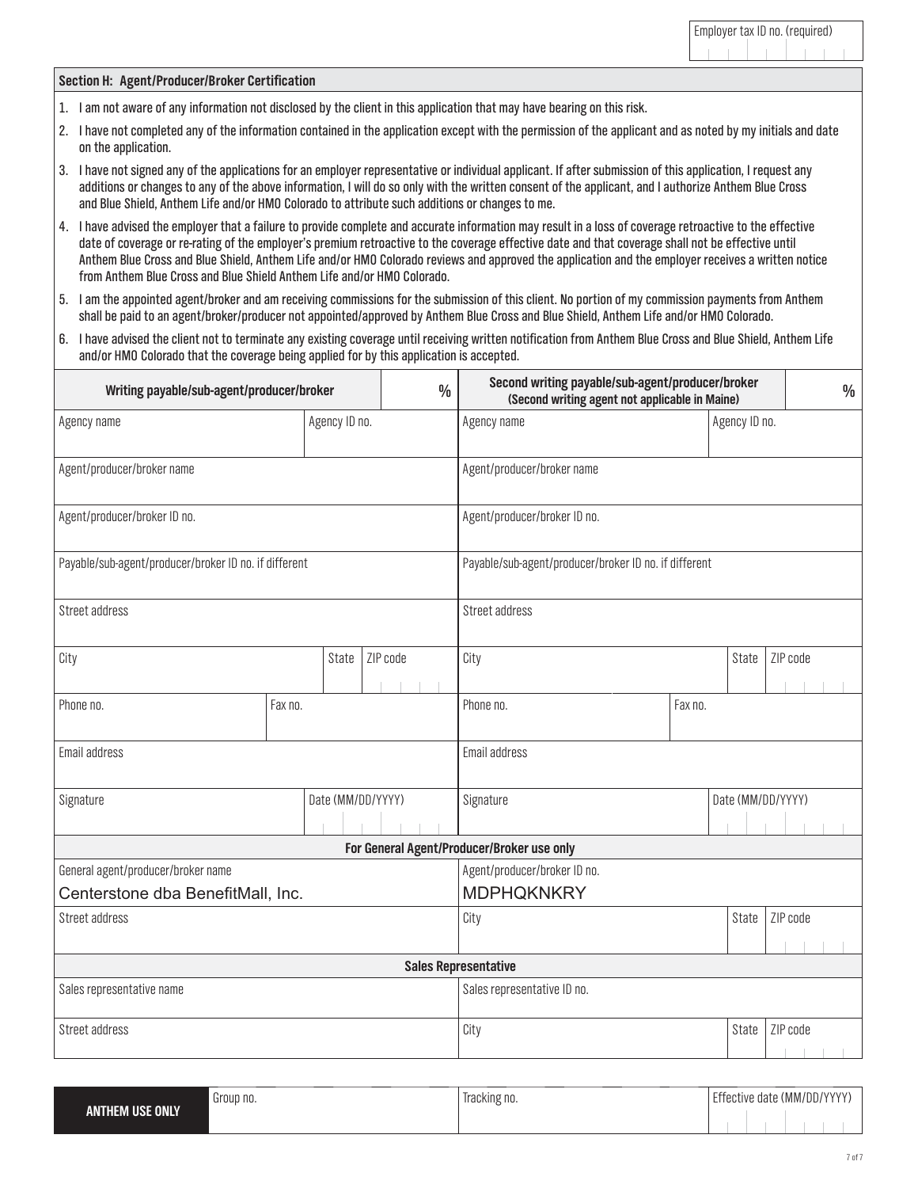| Employer tax ID no. (required) |
|---|
| |

**Section H: Agent/Producer/Broker Certification**

1. I am not aware of any information not disclosed by the client in this application that may have bearing on this risk.
2. I have not completed any of the information contained in the application except with the permission of the applicant and as noted by my initials and date on the application.
3. I have not signed any of the applications for an employer representative or individual applicant. If after submission of this application, I request any additions or changes to any of the above information, I will do so only with the written consent of the applicant, and I authorize Anthem Blue Cross and Blue Shield, Anthem Life and/or HMO Colorado to attribute such additions or changes to me.
4. I have advised the employer that a failure to provide complete and accurate information may result in a loss of coverage retroactive to the effective date of coverage or re-rating of the employer's premium retroactive to the coverage effective date and that coverage shall not be effective until Anthem Blue Cross and Blue Shield, Anthem Life and/or HMO Colorado reviews and approved the application and the employer receives a written notice from Anthem Blue Cross and Blue Shield Anthem Life and/or HMO Colorado.
5. I am the appointed agent/broker and am receiving commissions for the submission of this client. No portion of my commission payments from Anthem shall be paid to an agent/broker/producer not appointed/approved by Anthem Blue Cross and Blue Shield, Anthem Life and/or HMO Colorado.
6. I have advised the client not to terminate any existing coverage until receiving written notification from Anthem Blue Cross and Blue Shield, Anthem Life and/or HMO Colorado that the coverage being applied for by this application is accepted.

| Writing payable/sub-agent/producer/broker | % | Second writing payable/sub-agent/producer/broker (Second writing agent not applicable in Maine) | % |
|---|---|---|---|
| Agency name | Agency ID no. | Agency name | Agency ID no. |
| Agent/producer/broker name | | Agent/producer/broker name | |
| Agent/producer/broker ID no. | | Agent/producer/broker ID no. | |
| Payable/sub-agent/producer/broker ID no. if different | | Payable/sub-agent/producer/broker ID no. if different | |
| Street address | | Street address | |
| City / State | ZIP code | City / State | ZIP code |
| Phone no. | Fax no. | Phone no. | Fax no. |
| Email address | | Email address | |
| Signature | Date (MM/DD/YYYY) | Signature | Date (MM/DD/YYYY) |

**For General Agent/Producer/Broker use only**

| General agent/producer/broker name | Agent/producer/broker ID no. | | |
|---|---|---|---|
| Centerstone dba BenefitMall, Inc. | MDPHQKNKRY | | |
| Street address | City | State | ZIP code |

**Sales Representative**

| Sales representative name | Sales representative ID no. | | |
|---|---|---|---|
| Street address | City | State | ZIP code |

| ANTHEM USE ONLY | Group no. | Tracking no. | Effective date (MM/DD/YYYY) |
|---|---|---|---|